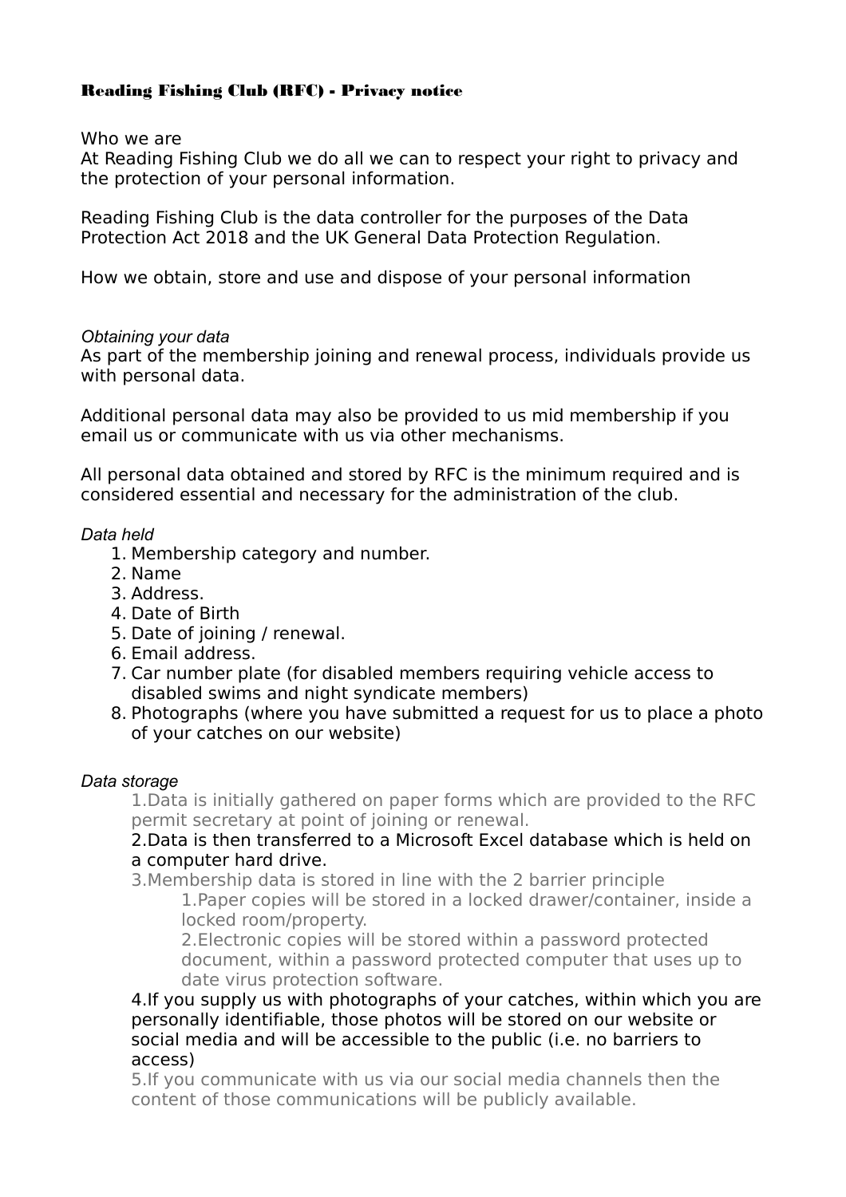**Reading Fishing Club (RFC) - Privacy notice**

Who we are
At Reading Fishing Club we do all we can to respect your right to privacy and the protection of your personal information.

Reading Fishing Club is the data controller for the purposes of the Data Protection Act 2018 and the UK General Data Protection Regulation.

How we obtain, store and use and dispose of your personal information

*Obtaining your data*
As part of the membership joining and renewal process, individuals provide us with personal data.

Additional personal data may also be provided to us mid membership if you email us or communicate with us via other mechanisms.

All personal data obtained and stored by RFC is the minimum required and is considered essential and necessary for the administration of the club.

*Data held*

1. Membership category and number.
2. Name
3. Address.
4. Date of Birth
5. Date of joining / renewal.
6. Email address.
7. Car number plate (for disabled members requiring vehicle access to disabled swims and night syndicate members)
8. Photographs (where you have submitted a request for us to place a photo of your catches on our website)

*Data storage*

1. Data is initially gathered on paper forms which are provided to the RFC permit secretary at point of joining or renewal.
2. Data is then transferred to a Microsoft Excel database which is held on a computer hard drive.
3. Membership data is stored in line with the 2 barrier principle
    1. Paper copies will be stored in a locked drawer/container, inside a locked room/property.
    2. Electronic copies will be stored within a password protected document, within a password protected computer that uses up to date virus protection software.
4. If you supply us with photographs of your catches, within which you are personally identifiable, those photos will be stored on our website or social media and will be accessible to the public (i.e. no barriers to access)
5. If you communicate with us via our social media channels then the content of those communications will be publicly available.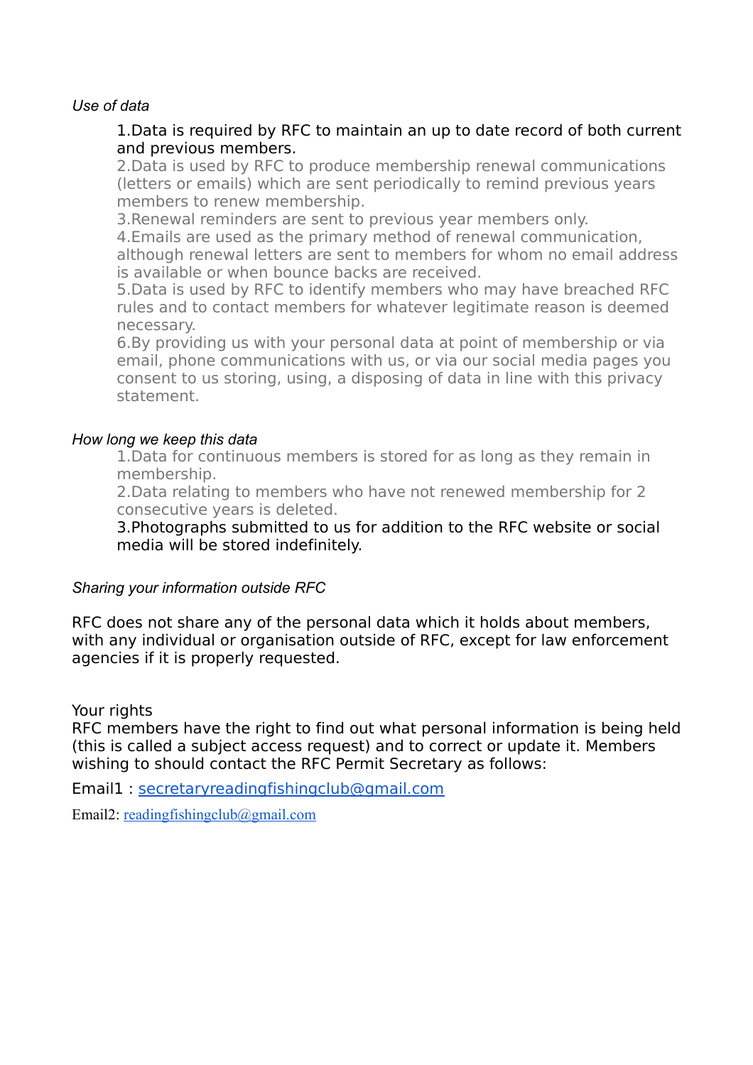*Use of data*

1. Data is required by RFC to maintain an up to date record of both current and previous members.
2. Data is used by RFC to produce membership renewal communications (letters or emails) which are sent periodically to remind previous years members to renew membership.
3. Renewal reminders are sent to previous year members only.
4. Emails are used as the primary method of renewal communication, although renewal letters are sent to members for whom no email address is available or when bounce backs are received.
5. Data is used by RFC to identify members who may have breached RFC rules and to contact members for whatever legitimate reason is deemed necessary.
6. By providing us with your personal data at point of membership or via email, phone communications with us, or via our social media pages you consent to us storing, using, a disposing of data in line with this privacy statement.

*How long we keep this data*

1. Data for continuous members is stored for as long as they remain in membership.
2. Data relating to members who have not renewed membership for 2 consecutive years is deleted.
3. Photographs submitted to us for addition to the RFC website or social media will be stored indefinitely.

*Sharing your information outside RFC*

RFC does not share any of the personal data which it holds about members, with any individual or organisation outside of RFC, except for law enforcement agencies if it is properly requested.

Your rights

RFC members have the right to find out what personal information is being held (this is called a subject access request) and to correct or update it. Members wishing to should contact the RFC Permit Secretary as follows:

Email1 : secretaryreadingfishingclub@gmail.com

Email2: readingfishingclub@gmail.com